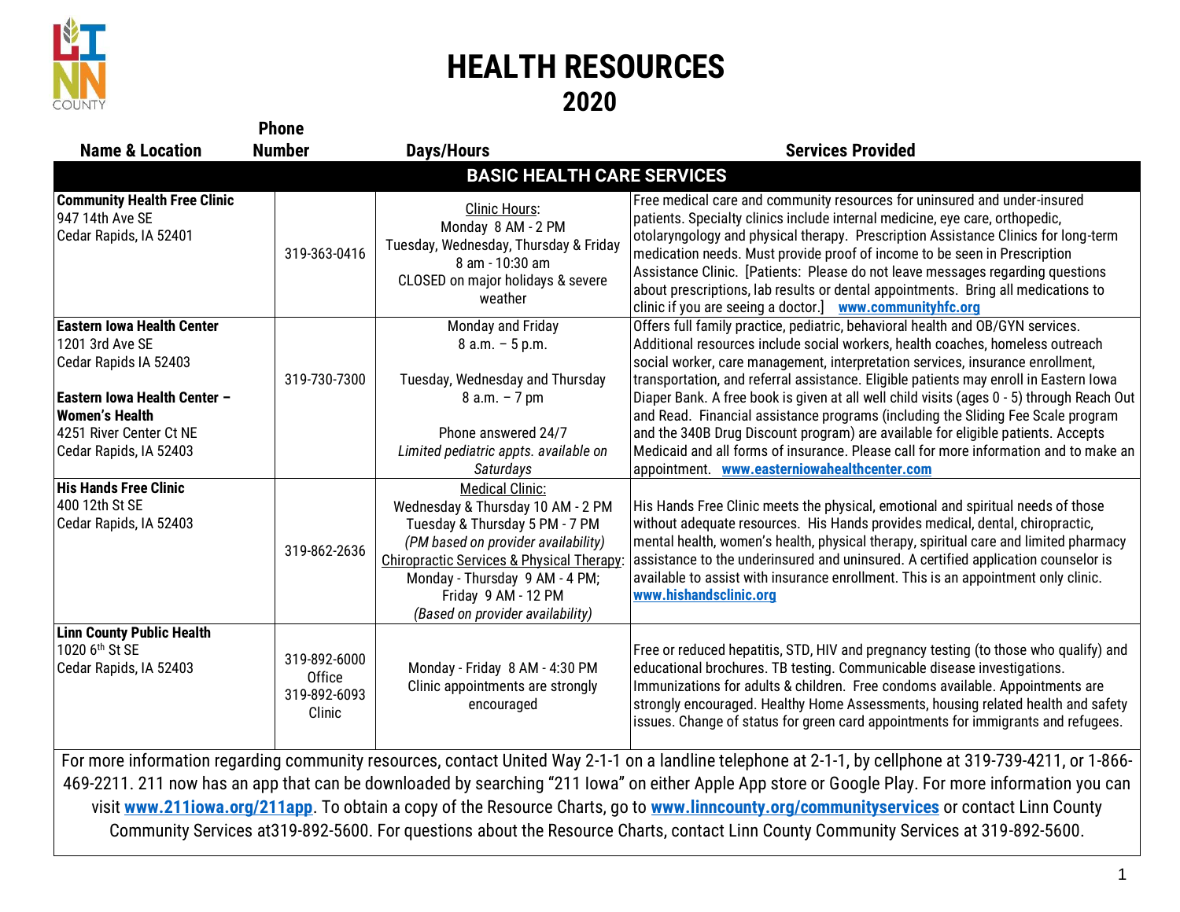# HEALTH RESOURCES

## 2020

| Name & Location | Phone Number | Days/Hours | Services Provided |
|---|---|---|---|
| **BASIC HEALTH CARE SERVICES** | | | |
| **Community Health Free Clinic** 947 14th Ave SE Cedar Rapids, IA 52401 | 319-363-0416 | Clinic Hours: Monday 8 AM - 2 PM Tuesday, Wednesday, Thursday & Friday 8 am - 10:30 am CLOSED on major holidays & severe weather | Free medical care and community resources for uninsured and under-insured patients. Specialty clinics include internal medicine, eye care, orthopedic, otolaryngology and physical therapy. Prescription Assistance Clinics for long-term medication needs. Must provide proof of income to be seen in Prescription Assistance Clinic. [Patients: Please do not leave messages regarding questions about prescriptions, lab results or dental appointments. Bring all medications to clinic if you are seeing a doctor.] **www.communityhfc.org** |
| **Eastern Iowa Health Center** 1201 3rd Ave SE Cedar Rapids IA 52403<br><br>**Eastern Iowa Health Center – Women's Health** 4251 River Center Ct NE Cedar Rapids, IA 52403 | 319-730-7300 | Monday and Friday 8 a.m. – 5 p.m.<br><br>Tuesday, Wednesday and Thursday 8 a.m. – 7 pm<br><br>Phone answered 24/7 *Limited pediatric appts. available on Saturdays* | Offers full family practice, pediatric, behavioral health and OB/GYN services. Additional resources include social workers, health coaches, homeless outreach social worker, care management, interpretation services, insurance enrollment, transportation, and referral assistance. Eligible patients may enroll in Eastern Iowa Diaper Bank. A free book is given at all well child visits (ages 0 - 5) through Reach Out and Read. Financial assistance programs (including the Sliding Fee Scale program and the 340B Drug Discount program) are available for eligible patients. Accepts Medicaid and all forms of insurance. Please call for more information and to make an appointment. **www.easterniowahealthcenter.com** |
| **His Hands Free Clinic** 400 12th St SE Cedar Rapids, IA 52403 | 319-862-2636 | Medical Clinic: Wednesday & Thursday 10 AM - 2 PM Tuesday & Thursday 5 PM - 7 PM *(PM based on provider availability)* Chiropractic Services & Physical Therapy: Monday - Thursday 9 AM - 4 PM; Friday 9 AM - 12 PM *(Based on provider availability)* | His Hands Free Clinic meets the physical, emotional and spiritual needs of those without adequate resources. His Hands provides medical, dental, chiropractic, mental health, women's health, physical therapy, spiritual care and limited pharmacy assistance to the underinsured and uninsured. A certified application counselor is available to assist with insurance enrollment. This is an appointment only clinic. **www.hishandsclinic.org** |
| **Linn County Public Health** 1020 6th St SE Cedar Rapids, IA 52403 | 319-892-6000 Office 319-892-6093 Clinic | Monday - Friday 8 AM - 4:30 PM Clinic appointments are strongly encouraged | Free or reduced hepatitis, STD, HIV and pregnancy testing (to those who qualify) and educational brochures. TB testing. Communicable disease investigations. Immunizations for adults & children. Free condoms available. Appointments are strongly encouraged. Healthy Home Assessments, housing related health and safety issues. Change of status for green card appointments for immigrants and refugees. |

For more information regarding community resources, contact United Way 2-1-1 on a landline telephone at 2-1-1, by cellphone at 319-739-4211, or 1-866-469-2211. 211 now has an app that can be downloaded by searching "211 Iowa" on either Apple App store or Google Play. For more information you can visit **www.211iowa.org/211app**. To obtain a copy of the Resource Charts, go to **www.linncounty.org/communityservices** or contact Linn County Community Services at319-892-5600. For questions about the Resource Charts, contact Linn County Community Services at 319-892-5600.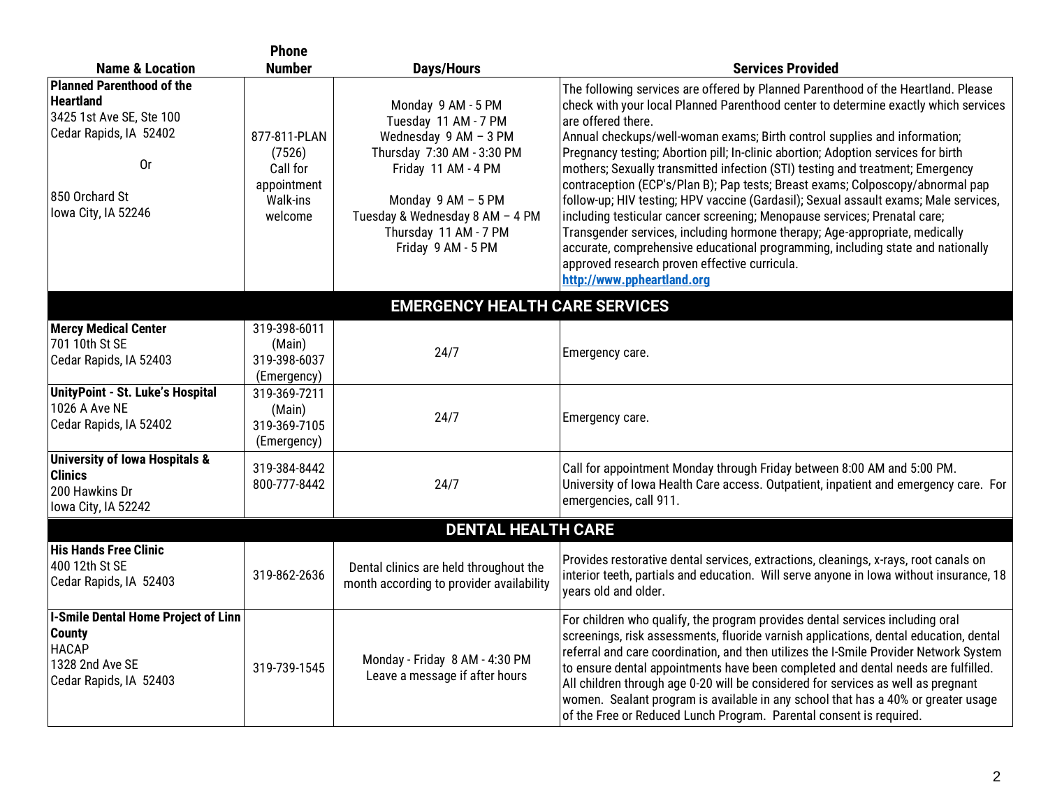| Name & Location | Phone Number | Days/Hours | Services Provided |
|---|---|---|---|
| **Planned Parenthood of the Heartland** 3425 1st Ave SE, Ste 100 Cedar Rapids, IA 52402 Or 850 Orchard St Iowa City, IA 52246 | 877-811-PLAN (7526) Call for appointment Walk-ins welcome | Monday 9 AM - 5 PM Tuesday 11 AM - 7 PM Wednesday 9 AM – 3 PM Thursday 7:30 AM - 3:30 PM Friday 11 AM - 4 PM Monday 9 AM – 5 PM Tuesday & Wednesday 8 AM – 4 PM Thursday 11 AM - 7 PM Friday 9 AM - 5 PM | The following services are offered by Planned Parenthood of the Heartland. Please check with your local Planned Parenthood center to determine exactly which services are offered there. Annual checkups/well-woman exams; Birth control supplies and information; Pregnancy testing; Abortion pill; In-clinic abortion; Adoption services for birth mothers; Sexually transmitted infection (STI) testing and treatment; Emergency contraception (ECP's/Plan B); Pap tests; Breast exams; Colposcopy/abnormal pap follow-up; HIV testing; HPV vaccine (Gardasil); Sexual assault exams; Male services, including testicular cancer screening; Menopause services; Prenatal care; Transgender services, including hormone therapy; Age-appropriate, medically accurate, comprehensive educational programming, including state and nationally approved research proven effective curricula. **http://www.ppheartland.org** |
| **EMERGENCY HEALTH CARE SERVICES** | | | |
| **Mercy Medical Center** 701 10th St SE Cedar Rapids, IA 52403 | 319-398-6011 (Main) 319-398-6037 (Emergency) | 24/7 | Emergency care. |
| **UnityPoint - St. Luke's Hospital** 1026 A Ave NE Cedar Rapids, IA 52402 | 319-369-7211 (Main) 319-369-7105 (Emergency) | 24/7 | Emergency care. |
| **University of Iowa Hospitals & Clinics** 200 Hawkins Dr Iowa City, IA 52242 | 319-384-8442 800-777-8442 | 24/7 | Call for appointment Monday through Friday between 8:00 AM and 5:00 PM. University of Iowa Health Care access. Outpatient, inpatient and emergency care. For emergencies, call 911. |
| **DENTAL HEALTH CARE** | | | |
| **His Hands Free Clinic** 400 12th St SE Cedar Rapids, IA 52403 | 319-862-2636 | Dental clinics are held throughout the month according to provider availability | Provides restorative dental services, extractions, cleanings, x-rays, root canals on interior teeth, partials and education. Will serve anyone in Iowa without insurance, 18 years old and older. |
| **I-Smile Dental Home Project of Linn County** HACAP 1328 2nd Ave SE Cedar Rapids, IA 52403 | 319-739-1545 | Monday - Friday 8 AM - 4:30 PM Leave a message if after hours | For children who qualify, the program provides dental services including oral screenings, risk assessments, fluoride varnish applications, dental education, dental referral and care coordination, and then utilizes the I-Smile Provider Network System to ensure dental appointments have been completed and dental needs are fulfilled. All children through age 0-20 will be considered for services as well as pregnant women. Sealant program is available in any school that has a 40% or greater usage of the Free or Reduced Lunch Program. Parental consent is required. |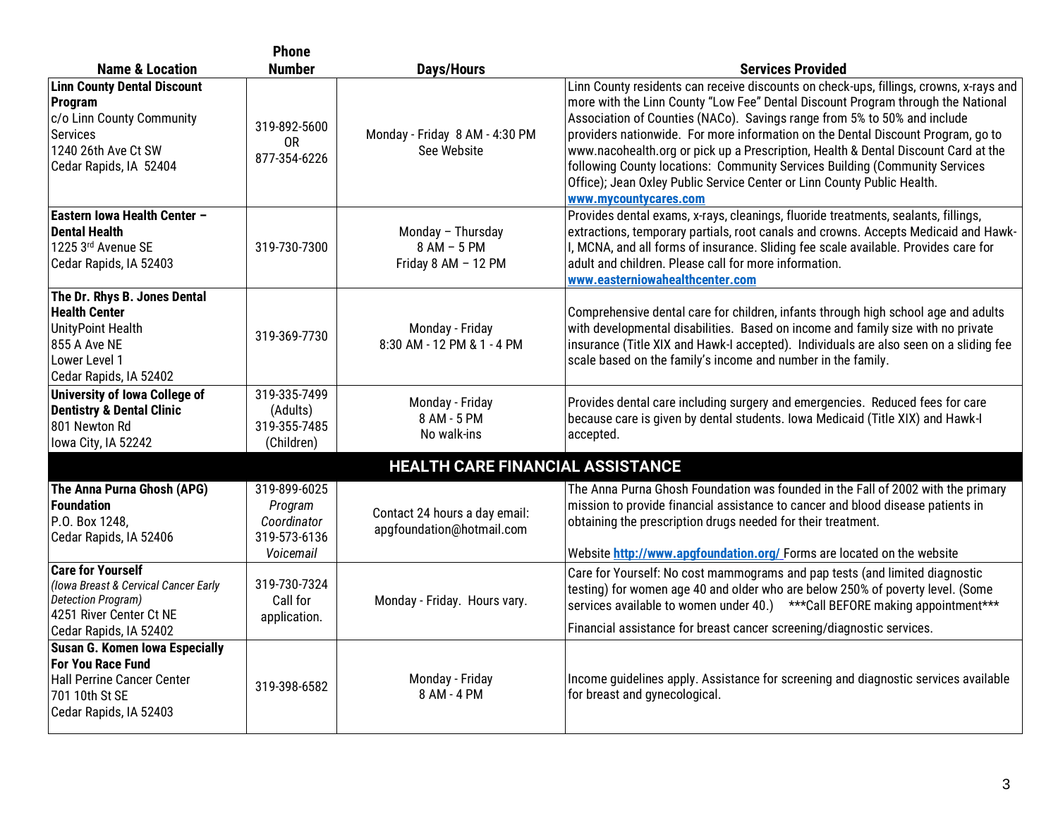| Name & Location | Phone Number | Days/Hours | Services Provided |
|---|---|---|---|
| **Linn County Dental Discount Program** c/o Linn County Community Services 1240 26th Ave Ct SW Cedar Rapids, IA 52404 | 319-892-5600 OR 877-354-6226 | Monday - Friday 8 AM - 4:30 PM See Website | Linn County residents can receive discounts on check-ups, fillings, crowns, x-rays and more with the Linn County "Low Fee" Dental Discount Program through the National Association of Counties (NACo). Savings range from 5% to 50% and include providers nationwide. For more information on the Dental Discount Program, go to www.nacohealth.org or pick up a Prescription, Health & Dental Discount Card at the following County locations: Community Services Building (Community Services Office); Jean Oxley Public Service Center or Linn County Public Health. **www.mycountycares.com** |
| **Eastern Iowa Health Center – Dental Health** 1225 3rd Avenue SE Cedar Rapids, IA 52403 | 319-730-7300 | Monday – Thursday 8 AM – 5 PM Friday 8 AM – 12 PM | Provides dental exams, x-rays, cleanings, fluoride treatments, sealants, fillings, extractions, temporary partials, root canals and crowns. Accepts Medicaid and Hawk-I, MCNA, and all forms of insurance. Sliding fee scale available. Provides care for adult and children. Please call for more information. **www.easterniowahealthcenter.com** |
| **The Dr. Rhys B. Jones Dental Health Center** UnityPoint Health 855 A Ave NE Lower Level 1 Cedar Rapids, IA 52402 | 319-369-7730 | Monday - Friday 8:30 AM - 12 PM & 1 - 4 PM | Comprehensive dental care for children, infants through high school age and adults with developmental disabilities. Based on income and family size with no private insurance (Title XIX and Hawk-I accepted). Individuals are also seen on a sliding fee scale based on the family's income and number in the family. |
| **University of Iowa College of Dentistry & Dental Clinic** 801 Newton Rd Iowa City, IA 52242 | 319-335-7499 (Adults) 319-355-7485 (Children) | Monday - Friday 8 AM - 5 PM No walk-ins | Provides dental care including surgery and emergencies. Reduced fees for care because care is given by dental students. Iowa Medicaid (Title XIX) and Hawk-I accepted. |
| **HEALTH CARE FINANCIAL ASSISTANCE** | | | |
| **The Anna Purna Ghosh (APG) Foundation** P.O. Box 1248, Cedar Rapids, IA 52406 | 319-899-6025 *Program Coordinator* 319-573-6136 *Voicemail* | Contact 24 hours a day email: apgfoundation@hotmail.com | The Anna Purna Ghosh Foundation was founded in the Fall of 2002 with the primary mission to provide financial assistance to cancer and blood disease patients in obtaining the prescription drugs needed for their treatment. Website **http://www.apgfoundation.org/** Forms are located on the website |
| **Care for Yourself** *(Iowa Breast & Cervical Cancer Early Detection Program)* 4251 River Center Ct NE Cedar Rapids, IA 52402 | 319-730-7324 Call for application. | Monday - Friday. Hours vary. | Care for Yourself: No cost mammograms and pap tests (and limited diagnostic testing) for women age 40 and older who are below 250% of poverty level. (Some services available to women under 40.) ***Call BEFORE making appointment*** Financial assistance for breast cancer screening/diagnostic services. |
| **Susan G. Komen Iowa Especially For You Race Fund** Hall Perrine Cancer Center 701 10th St SE Cedar Rapids, IA 52403 | 319-398-6582 | Monday - Friday 8 AM - 4 PM | Income guidelines apply. Assistance for screening and diagnostic services available for breast and gynecological. |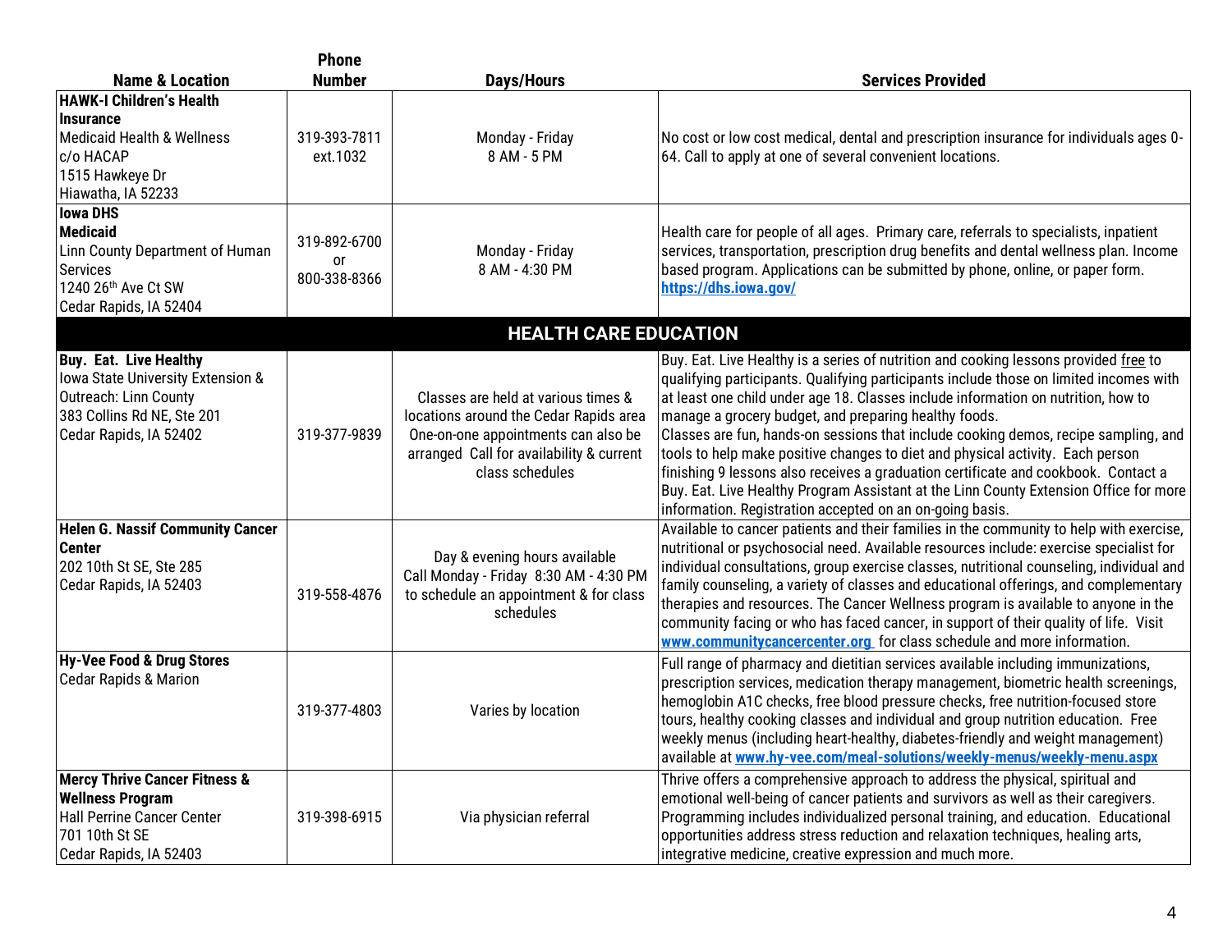| Name & Location | Phone Number | Days/Hours | Services Provided |
|---|---|---|---|
| **HAWK-I Children's Health Insurance**<br>Medicaid Health & Wellness<br>c/o HACAP<br>1515 Hawkeye Dr<br>Hiawatha, IA 52233 | 319-393-7811 ext.1032 | Monday - Friday<br>8 AM - 5 PM | No cost or low cost medical, dental and prescription insurance for individuals ages 0-64. Call to apply at one of several convenient locations. |
| **Iowa DHS**<br>**Medicaid**<br>Linn County Department of Human Services<br>1240 26th Ave Ct SW<br>Cedar Rapids, IA 52404 | 319-892-6700<br>or<br>800-338-8366 | Monday - Friday<br>8 AM - 4:30 PM | Health care for people of all ages. Primary care, referrals to specialists, inpatient services, transportation, prescription drug benefits and dental wellness plan. Income based program. Applications can be submitted by phone, online, or paper form. **https://dhs.iowa.gov/** |
| **HEALTH CARE EDUCATION** | | | |
| **Buy. Eat. Live Healthy**<br>Iowa State University Extension & Outreach: Linn County<br>383 Collins Rd NE, Ste 201<br>Cedar Rapids, IA 52402 | 319-377-9839 | Classes are held at various times & locations around the Cedar Rapids area One-on-one appointments can also be arranged Call for availability & current class schedules | Buy. Eat. Live Healthy is a series of nutrition and cooking lessons provided free to qualifying participants. Qualifying participants include those on limited incomes with at least one child under age 18. Classes include information on nutrition, how to manage a grocery budget, and preparing healthy foods.<br>Classes are fun, hands-on sessions that include cooking demos, recipe sampling, and tools to help make positive changes to diet and physical activity. Each person finishing 9 lessons also receives a graduation certificate and cookbook. Contact a Buy. Eat. Live Healthy Program Assistant at the Linn County Extension Office for more information. Registration accepted on an on-going basis. |
| **Helen G. Nassif Community Cancer Center**<br>202 10th St SE, Ste 285<br>Cedar Rapids, IA 52403 | 319-558-4876 | Day & evening hours available<br>Call Monday - Friday 8:30 AM - 4:30 PM to schedule an appointment & for class schedules | Available to cancer patients and their families in the community to help with exercise, nutritional or psychosocial need. Available resources include: exercise specialist for individual consultations, group exercise classes, nutritional counseling, individual and family counseling, a variety of classes and educational offerings, and complementary therapies and resources. The Cancer Wellness program is available to anyone in the community facing or who has faced cancer, in support of their quality of life. Visit **www.communitycancercenter.org** for class schedule and more information. |
| **Hy-Vee Food & Drug Stores**<br>Cedar Rapids & Marion | 319-377-4803 | Varies by location | Full range of pharmacy and dietitian services available including immunizations, prescription services, medication therapy management, biometric health screenings, hemoglobin A1C checks, free blood pressure checks, free nutrition-focused store tours, healthy cooking classes and individual and group nutrition education. Free weekly menus (including heart-healthy, diabetes-friendly and weight management) available at **www.hy-vee.com/meal-solutions/weekly-menus/weekly-menu.aspx** |
| **Mercy Thrive Cancer Fitness & Wellness Program**<br>Hall Perrine Cancer Center<br>701 10th St SE<br>Cedar Rapids, IA 52403 | 319-398-6915 | Via physician referral | Thrive offers a comprehensive approach to address the physical, spiritual and emotional well-being of cancer patients and survivors as well as their caregivers. Programming includes individualized personal training, and education. Educational opportunities address stress reduction and relaxation techniques, healing arts, integrative medicine, creative expression and much more. |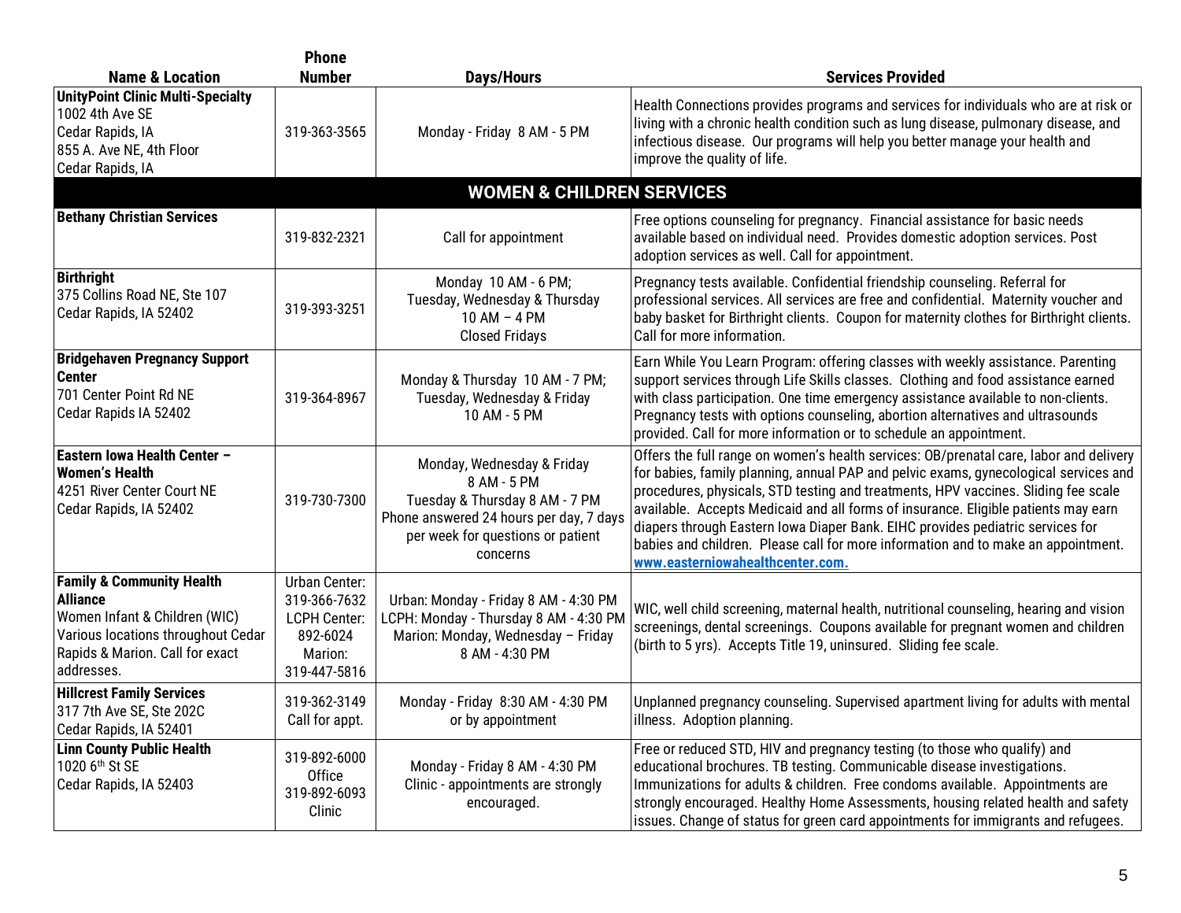| Name & Location | Phone Number | Days/Hours | Services Provided |
|---|---|---|---|
| **UnityPoint Clinic Multi-Specialty** 1002 4th Ave SE Cedar Rapids, IA 855 A. Ave NE, 4th Floor Cedar Rapids, IA | 319-363-3565 | Monday - Friday 8 AM - 5 PM | Health Connections provides programs and services for individuals who are at risk or living with a chronic health condition such as lung disease, pulmonary disease, and infectious disease. Our programs will help you better manage your health and improve the quality of life. |
| **WOMEN & CHILDREN SERVICES** | | | |
| **Bethany Christian Services** | 319-832-2321 | Call for appointment | Free options counseling for pregnancy. Financial assistance for basic needs available based on individual need. Provides domestic adoption services. Post adoption services as well. Call for appointment. |
| **Birthright** 375 Collins Road NE, Ste 107 Cedar Rapids, IA 52402 | 319-393-3251 | Monday 10 AM - 6 PM; Tuesday, Wednesday & Thursday 10 AM – 4 PM Closed Fridays | Pregnancy tests available. Confidential friendship counseling. Referral for professional services. All services are free and confidential. Maternity voucher and baby basket for Birthright clients. Coupon for maternity clothes for Birthright clients. Call for more information. |
| **Bridgehaven Pregnancy Support Center** 701 Center Point Rd NE Cedar Rapids IA 52402 | 319-364-8967 | Monday & Thursday 10 AM - 7 PM; Tuesday, Wednesday & Friday 10 AM - 5 PM | Earn While You Learn Program: offering classes with weekly assistance. Parenting support services through Life Skills classes. Clothing and food assistance earned with class participation. One time emergency assistance available to non-clients. Pregnancy tests with options counseling, abortion alternatives and ultrasounds provided. Call for more information or to schedule an appointment. |
| **Eastern Iowa Health Center – Women's Health** 4251 River Center Court NE Cedar Rapids, IA 52402 | 319-730-7300 | Monday, Wednesday & Friday 8 AM - 5 PM Tuesday & Thursday 8 AM - 7 PM Phone answered 24 hours per day, 7 days per week for questions or patient concerns | Offers the full range on women's health services: OB/prenatal care, labor and delivery for babies, family planning, annual PAP and pelvic exams, gynecological services and procedures, physicals, STD testing and treatments, HPV vaccines. Sliding fee scale available. Accepts Medicaid and all forms of insurance. Eligible patients may earn diapers through Eastern Iowa Diaper Bank. EIHC provides pediatric services for babies and children. Please call for more information and to make an appointment. **www.easterniowahealthcenter.com.** |
| **Family & Community Health Alliance** Women Infant & Children (WIC) Various locations throughout Cedar Rapids & Marion. Call for exact addresses. | Urban Center: 319-366-7632 LCPH Center: 892-6024 Marion: 319-447-5816 | Urban: Monday - Friday 8 AM - 4:30 PM LCPH: Monday - Thursday 8 AM - 4:30 PM Marion: Monday, Wednesday – Friday 8 AM - 4:30 PM | WIC, well child screening, maternal health, nutritional counseling, hearing and vision screenings, dental screenings. Coupons available for pregnant women and children (birth to 5 yrs). Accepts Title 19, uninsured. Sliding fee scale. |
| **Hillcrest Family Services** 317 7th Ave SE, Ste 202C Cedar Rapids, IA 52401 | 319-362-3149 Call for appt. | Monday - Friday 8:30 AM - 4:30 PM or by appointment | Unplanned pregnancy counseling. Supervised apartment living for adults with mental illness. Adoption planning. |
| **Linn County Public Health** 1020 6th St SE Cedar Rapids, IA 52403 | 319-892-6000 Office 319-892-6093 Clinic | Monday - Friday 8 AM - 4:30 PM Clinic - appointments are strongly encouraged. | Free or reduced STD, HIV and pregnancy testing (to those who qualify) and educational brochures. TB testing. Communicable disease investigations. Immunizations for adults & children. Free condoms available. Appointments are strongly encouraged. Healthy Home Assessments, housing related health and safety issues. Change of status for green card appointments for immigrants and refugees. |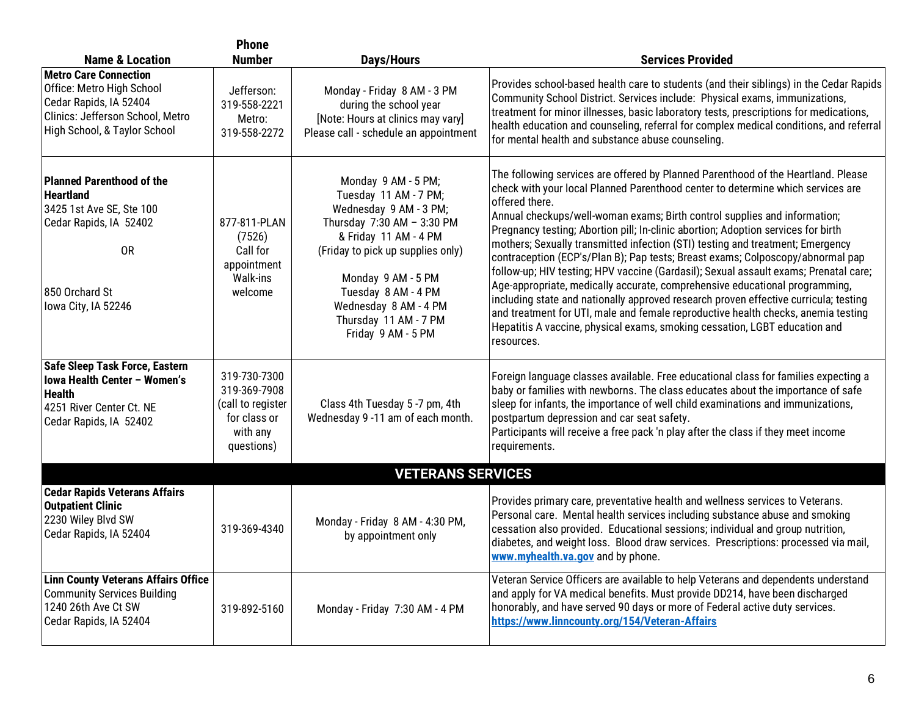| Name & Location | Phone Number | Days/Hours | Services Provided |
|---|---|---|---|
| **Metro Care Connection** Office: Metro High School Cedar Rapids, IA 52404 Clinics: Jefferson School, Metro High School, & Taylor School | Jefferson: 319-558-2221 Metro: 319-558-2272 | Monday - Friday 8 AM - 3 PM during the school year [Note: Hours at clinics may vary] Please call - schedule an appointment | Provides school-based health care to students (and their siblings) in the Cedar Rapids Community School District. Services include: Physical exams, immunizations, treatment for minor illnesses, basic laboratory tests, prescriptions for medications, health education and counseling, referral for complex medical conditions, and referral for mental health and substance abuse counseling. |
| **Planned Parenthood of the Heartland** 3425 1st Ave SE, Ste 100 Cedar Rapids, IA 52402 OR 850 Orchard St Iowa City, IA 52246 | 877-811-PLAN (7526) Call for appointment Walk-ins welcome | Monday 9 AM - 5 PM; Tuesday 11 AM - 7 PM; Wednesday 9 AM - 3 PM; Thursday 7:30 AM – 3:30 PM & Friday 11 AM - 4 PM (Friday to pick up supplies only) Monday 9 AM - 5 PM Tuesday 8 AM - 4 PM Wednesday 8 AM - 4 PM Thursday 11 AM - 7 PM Friday 9 AM - 5 PM | The following services are offered by Planned Parenthood of the Heartland. Please check with your local Planned Parenthood center to determine which services are offered there. Annual checkups/well-woman exams; Birth control supplies and information; Pregnancy testing; Abortion pill; In-clinic abortion; Adoption services for birth mothers; Sexually transmitted infection (STI) testing and treatment; Emergency contraception (ECP's/Plan B); Pap tests; Breast exams; Colposcopy/abnormal pap follow-up; HIV testing; HPV vaccine (Gardasil); Sexual assault exams; Prenatal care; Age-appropriate, medically accurate, comprehensive educational programming, including state and nationally approved research proven effective curricula; testing and treatment for UTI, male and female reproductive health checks, anemia testing Hepatitis A vaccine, physical exams, smoking cessation, LGBT education and resources. |
| **Safe Sleep Task Force, Eastern Iowa Health Center – Women's Health** 4251 River Center Ct. NE Cedar Rapids, IA 52402 | 319-730-7300 319-369-7908 (call to register for class or with any questions) | Class 4th Tuesday 5 -7 pm, 4th Wednesday 9 -11 am of each month. | Foreign language classes available. Free educational class for families expecting a baby or families with newborns. The class educates about the importance of safe sleep for infants, the importance of well child examinations and immunizations, postpartum depression and car seat safety. Participants will receive a free pack 'n play after the class if they meet income requirements. |
| **VETERANS SERVICES** | | | |
| **Cedar Rapids Veterans Affairs Outpatient Clinic** 2230 Wiley Blvd SW Cedar Rapids, IA 52404 | 319-369-4340 | Monday - Friday 8 AM - 4:30 PM, by appointment only | Provides primary care, preventative health and wellness services to Veterans. Personal care. Mental health services including substance abuse and smoking cessation also provided. Educational sessions; individual and group nutrition, diabetes, and weight loss. Blood draw services. Prescriptions: processed via mail, www.myhealth.va.gov and by phone. |
| **Linn County Veterans Affairs Office** Community Services Building 1240 26th Ave Ct SW Cedar Rapids, IA 52404 | 319-892-5160 | Monday - Friday 7:30 AM - 4 PM | Veteran Service Officers are available to help Veterans and dependents understand and apply for VA medical benefits. Must provide DD214, have been discharged honorably, and have served 90 days or more of Federal active duty services. https://www.linncounty.org/154/Veteran-Affairs |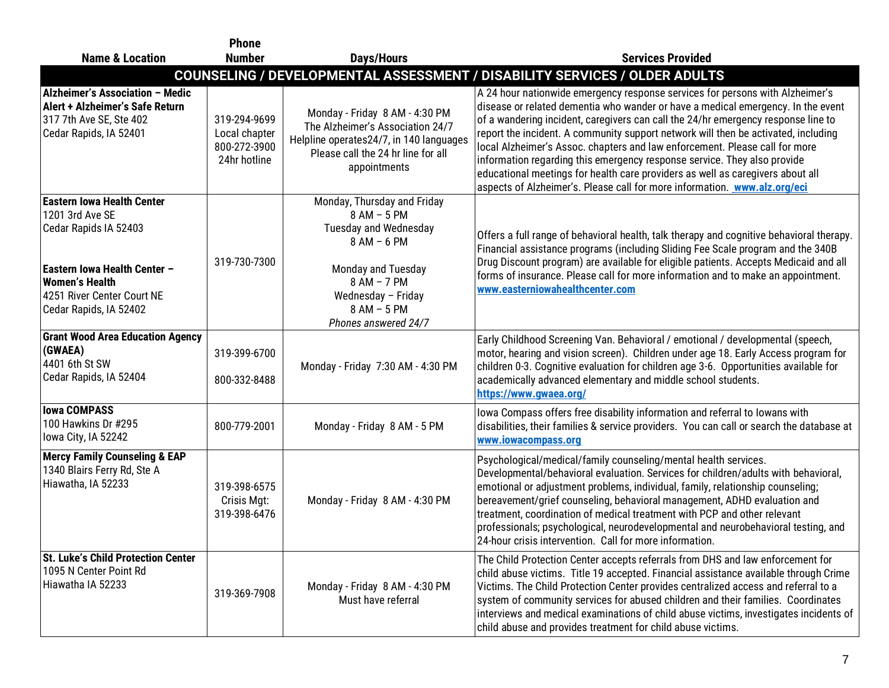| Name & Location | Phone Number | Days/Hours | Services Provided |
|---|---|---|---|
| **COUNSELING / DEVELOPMENTAL ASSESSMENT / DISABILITY SERVICES / OLDER ADULTS** | | | |
| **Alzheimer's Association – Medic Alert + Alzheimer's Safe Return**<br>317 7th Ave SE, Ste 402<br>Cedar Rapids, IA 52401 | 319-294-9699<br>Local chapter<br>800-272-3900<br>24hr hotline | Monday - Friday 8 AM - 4:30 PM<br>The Alzheimer's Association 24/7 Helpline operates24/7, in 140 languages<br>Please call the 24 hr line for all appointments | A 24 hour nationwide emergency response services for persons with Alzheimer's disease or related dementia who wander or have a medical emergency. In the event of a wandering incident, caregivers can call the 24/hr emergency response line to report the incident. A community support network will then be activated, including local Alzheimer's Assoc. chapters and law enforcement. Please call for more information regarding this emergency response service. They also provide educational meetings for health care providers as well as caregivers about all aspects of Alzheimer's. Please call for more information. www.alz.org/eci |
| **Eastern Iowa Health Center**<br>1201 3rd Ave SE<br>Cedar Rapids IA 52403<br><br>**Eastern Iowa Health Center – Women's Health**<br>4251 River Center Court NE<br>Cedar Rapids, IA 52402 | 319-730-7300 | Monday, Thursday and Friday<br>8 AM – 5 PM<br>Tuesday and Wednesday<br>8 AM – 6 PM<br><br>Monday and Tuesday<br>8 AM – 7 PM<br>Wednesday – Friday<br>8 AM – 5 PM<br>*Phones answered 24/7* | Offers a full range of behavioral health, talk therapy and cognitive behavioral therapy. Financial assistance programs (including Sliding Fee Scale program and the 340B Drug Discount program) are available for eligible patients. Accepts Medicaid and all forms of insurance. Please call for more information and to make an appointment. www.easterniowahealthcenter.com |
| **Grant Wood Area Education Agency (GWAEA)**<br>4401 6th St SW<br>Cedar Rapids, IA 52404 | 319-399-6700<br><br>800-332-8488 | Monday - Friday 7:30 AM - 4:30 PM | Early Childhood Screening Van. Behavioral / emotional / developmental (speech, motor, hearing and vision screen). Children under age 18. Early Access program for children 0-3. Cognitive evaluation for children age 3-6. Opportunities available for academically advanced elementary and middle school students. https://www.gwaea.org/ |
| **Iowa COMPASS**<br>100 Hawkins Dr #295<br>Iowa City, IA 52242 | 800-779-2001 | Monday - Friday 8 AM - 5 PM | Iowa Compass offers free disability information and referral to Iowans with disabilities, their families & service providers. You can call or search the database at www.iowacompass.org |
| **Mercy Family Counseling & EAP**<br>1340 Blairs Ferry Rd, Ste A<br>Hiawatha, IA 52233 | 319-398-6575<br>Crisis Mgt:<br>319-398-6476 | Monday - Friday 8 AM - 4:30 PM | Psychological/medical/family counseling/mental health services. Developmental/behavioral evaluation. Services for children/adults with behavioral, emotional or adjustment problems, individual, family, relationship counseling; bereavement/grief counseling, behavioral management, ADHD evaluation and treatment, coordination of medical treatment with PCP and other relevant professionals; psychological, neurodevelopmental and neurobehavioral testing, and 24-hour crisis intervention. Call for more information. |
| **St. Luke's Child Protection Center**<br>1095 N Center Point Rd<br>Hiawatha IA 52233 | 319-369-7908 | Monday - Friday 8 AM - 4:30 PM<br>Must have referral | The Child Protection Center accepts referrals from DHS and law enforcement for child abuse victims. Title 19 accepted. Financial assistance available through Crime Victims. The Child Protection Center provides centralized access and referral to a system of community services for abused children and their families. Coordinates interviews and medical examinations of child abuse victims, investigates incidents of child abuse and provides treatment for child abuse victims. |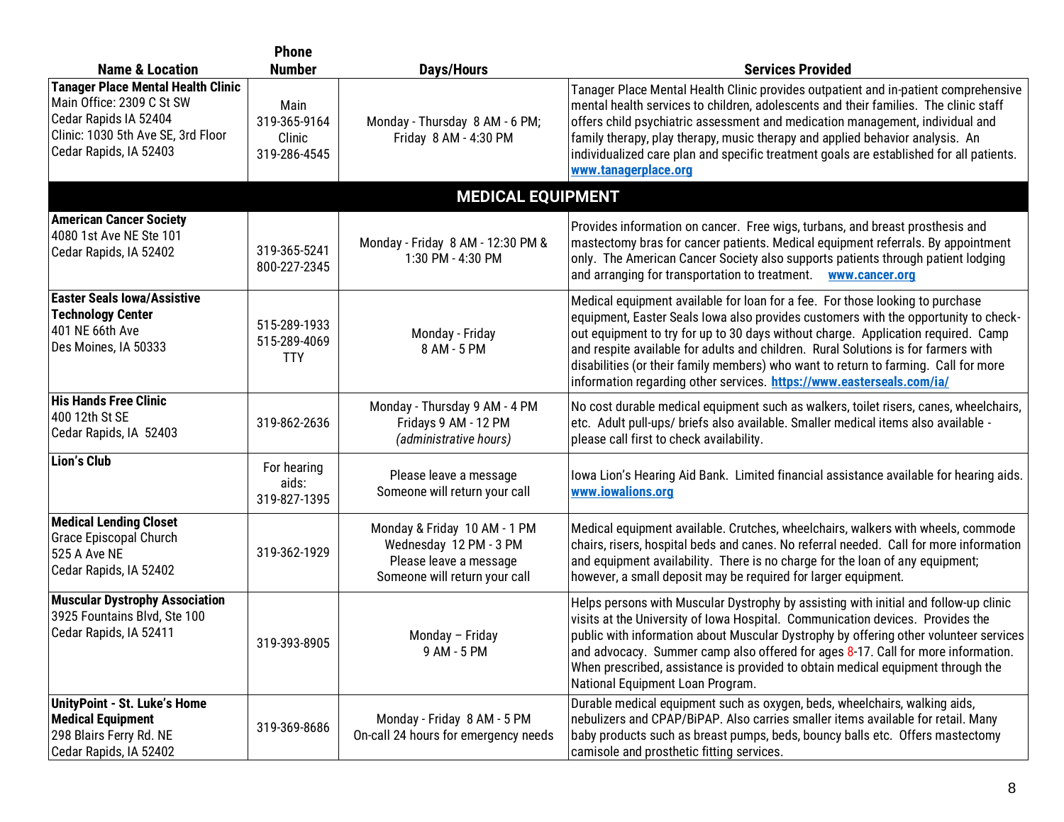| Name & Location | Phone Number | Days/Hours | Services Provided |
|---|---|---|---|
| **Tanager Place Mental Health Clinic** Main Office: 2309 C St SW Cedar Rapids IA 52404 Clinic: 1030 5th Ave SE, 3rd Floor Cedar Rapids, IA 52403 | Main 319-365-9164 Clinic 319-286-4545 | Monday - Thursday 8 AM - 6 PM; Friday 8 AM - 4:30 PM | Tanager Place Mental Health Clinic provides outpatient and in-patient comprehensive mental health services to children, adolescents and their families. The clinic staff offers child psychiatric assessment and medication management, individual and family therapy, play therapy, music therapy and applied behavior analysis. An individualized care plan and specific treatment goals are established for all patients. **www.tanagerplace.org** |
| **MEDICAL EQUIPMENT** | | | |
| **American Cancer Society** 4080 1st Ave NE Ste 101 Cedar Rapids, IA 52402 | 319-365-5241 800-227-2345 | Monday - Friday 8 AM - 12:30 PM & 1:30 PM - 4:30 PM | Provides information on cancer. Free wigs, turbans, and breast prosthesis and mastectomy bras for cancer patients. Medical equipment referrals. By appointment only. The American Cancer Society also supports patients through patient lodging and arranging for transportation to treatment. **www.cancer.org** |
| **Easter Seals Iowa/Assistive Technology Center** 401 NE 66th Ave Des Moines, IA 50333 | 515-289-1933 515-289-4069 TTY | Monday - Friday 8 AM - 5 PM | Medical equipment available for loan for a fee. For those looking to purchase equipment, Easter Seals Iowa also provides customers with the opportunity to check-out equipment to try for up to 30 days without charge. Application required. Camp and respite available for adults and children. Rural Solutions is for farmers with disabilities (or their family members) who want to return to farming. Call for more information regarding other services. **https://www.easterseals.com/ia/** |
| **His Hands Free Clinic** 400 12th St SE Cedar Rapids, IA 52403 | 319-862-2636 | Monday - Thursday 9 AM - 4 PM Fridays 9 AM - 12 PM *(administrative hours)* | No cost durable medical equipment such as walkers, toilet risers, canes, wheelchairs, etc. Adult pull-ups/ briefs also available. Smaller medical items also available - please call first to check availability. |
| **Lion's Club** | For hearing aids: 319-827-1395 | Please leave a message Someone will return your call | Iowa Lion's Hearing Aid Bank. Limited financial assistance available for hearing aids. **www.iowalions.org** |
| **Medical Lending Closet** Grace Episcopal Church 525 A Ave NE Cedar Rapids, IA 52402 | 319-362-1929 | Monday & Friday 10 AM - 1 PM Wednesday 12 PM - 3 PM Please leave a message Someone will return your call | Medical equipment available. Crutches, wheelchairs, walkers with wheels, commode chairs, risers, hospital beds and canes. No referral needed. Call for more information and equipment availability. There is no charge for the loan of any equipment; however, a small deposit may be required for larger equipment. |
| **Muscular Dystrophy Association** 3925 Fountains Blvd, Ste 100 Cedar Rapids, IA 52411 | 319-393-8905 | Monday – Friday 9 AM - 5 PM | Helps persons with Muscular Dystrophy by assisting with initial and follow-up clinic visits at the University of Iowa Hospital. Communication devices. Provides the public with information about Muscular Dystrophy by offering other volunteer services and advocacy. Summer camp also offered for ages 8-17. Call for more information. When prescribed, assistance is provided to obtain medical equipment through the National Equipment Loan Program. |
| **UnityPoint - St. Luke's Home Medical Equipment** 298 Blairs Ferry Rd. NE Cedar Rapids, IA 52402 | 319-369-8686 | Monday - Friday 8 AM - 5 PM On-call 24 hours for emergency needs | Durable medical equipment such as oxygen, beds, wheelchairs, walking aids, nebulizers and CPAP/BiPAP. Also carries smaller items available for retail. Many baby products such as breast pumps, beds, bouncy balls etc. Offers mastectomy camisole and prosthetic fitting services. |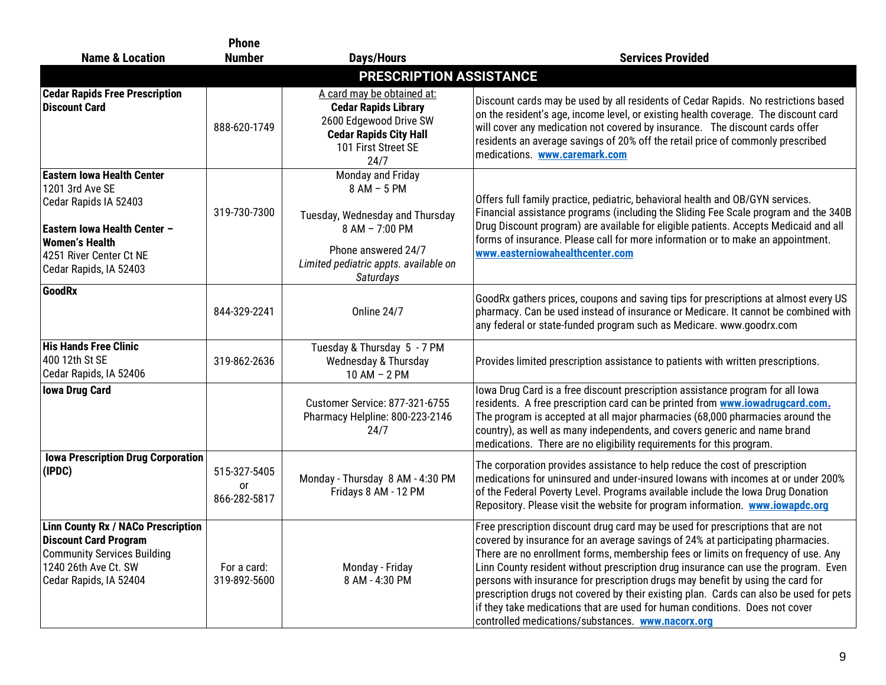| Name & Location | Phone Number | Days/Hours | Services Provided |
|---|---|---|---|
| **PRESCRIPTION ASSISTANCE** | | | |
| **Cedar Rapids Free Prescription Discount Card** | 888-620-1749 | A card may be obtained at: **Cedar Rapids Library** 2600 Edgewood Drive SW **Cedar Rapids City Hall** 101 First Street SE 24/7 | Discount cards may be used by all residents of Cedar Rapids. No restrictions based on the resident's age, income level, or existing health coverage. The discount card will cover any medication not covered by insurance. The discount cards offer residents an average savings of 20% off the retail price of commonly prescribed medications. **www.caremark.com** |
| **Eastern Iowa Health Center** 1201 3rd Ave SE Cedar Rapids IA 52403 **Eastern Iowa Health Center – Women's Health** 4251 River Center Ct NE Cedar Rapids, IA 52403 | 319-730-7300 | Monday and Friday 8 AM – 5 PM Tuesday, Wednesday and Thursday 8 AM – 7:00 PM Phone answered 24/7 *Limited pediatric appts. available on Saturdays* | Offers full family practice, pediatric, behavioral health and OB/GYN services. Financial assistance programs (including the Sliding Fee Scale program and the 340B Drug Discount program) are available for eligible patients. Accepts Medicaid and all forms of insurance. Please call for more information or to make an appointment. **www.easterniowahealthcenter.com** |
| **GoodRx** | 844-329-2241 | Online 24/7 | GoodRx gathers prices, coupons and saving tips for prescriptions at almost every US pharmacy. Can be used instead of insurance or Medicare. It cannot be combined with any federal or state-funded program such as Medicare. www.goodrx.com |
| **His Hands Free Clinic** 400 12th St SE Cedar Rapids, IA 52406 | 319-862-2636 | Tuesday & Thursday 5 - 7 PM Wednesday & Thursday 10 AM – 2 PM | Provides limited prescription assistance to patients with written prescriptions. |
| **Iowa Drug Card** | | Customer Service: 877-321-6755 Pharmacy Helpline: 800-223-2146 24/7 | Iowa Drug Card is a free discount prescription assistance program for all Iowa residents. A free prescription card can be printed from **www.iowadrugcard.com.** The program is accepted at all major pharmacies (68,000 pharmacies around the country), as well as many independents, and covers generic and name brand medications. There are no eligibility requirements for this program. |
| **Iowa Prescription Drug Corporation (IPDC)** | 515-327-5405 or 866-282-5817 | Monday - Thursday 8 AM - 4:30 PM Fridays 8 AM - 12 PM | The corporation provides assistance to help reduce the cost of prescription medications for uninsured and under-insured Iowans with incomes at or under 200% of the Federal Poverty Level. Programs available include the Iowa Drug Donation Repository. Please visit the website for program information. **www.iowapdc.org** |
| **Linn County Rx / NACo Prescription Discount Card Program** Community Services Building 1240 26th Ave Ct. SW Cedar Rapids, IA 52404 | For a card: 319-892-5600 | Monday - Friday 8 AM - 4:30 PM | Free prescription discount drug card may be used for prescriptions that are not covered by insurance for an average savings of 24% at participating pharmacies. There are no enrollment forms, membership fees or limits on frequency of use. Any Linn County resident without prescription drug insurance can use the program. Even persons with insurance for prescription drugs may benefit by using the card for prescription drugs not covered by their existing plan. Cards can also be used for pets if they take medications that are used for human conditions. Does not cover controlled medications/substances. **www.nacorx.org** |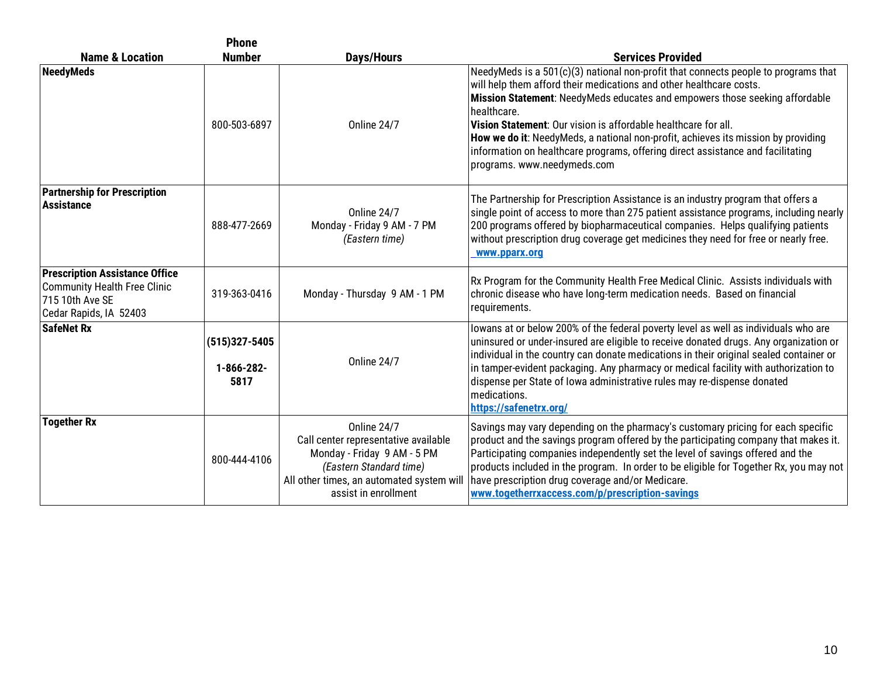| Name & Location | Phone Number | Days/Hours | Services Provided |
|---|---|---|---|
| **NeedyMeds** | 800-503-6897 | Online 24/7 | NeedyMeds is a 501(c)(3) national non-profit that connects people to programs that will help them afford their medications and other healthcare costs. **Mission Statement**: NeedyMeds educates and empowers those seeking affordable healthcare. **Vision Statement**: Our vision is affordable healthcare for all. **How we do it**: NeedyMeds, a national non-profit, achieves its mission by providing information on healthcare programs, offering direct assistance and facilitating programs. www.needymeds.com |
| **Partnership for Prescription Assistance** | 888-477-2669 | Online 24/7<br>Monday - Friday 9 AM - 7 PM<br>*(Eastern time)* | The Partnership for Prescription Assistance is an industry program that offers a single point of access to more than 275 patient assistance programs, including nearly 200 programs offered by biopharmaceutical companies. Helps qualifying patients without prescription drug coverage get medicines they need for free or nearly free. **www.pparx.org** |
| **Prescription Assistance Office**<br>Community Health Free Clinic<br>715 10th Ave SE<br>Cedar Rapids, IA 52403 | 319-363-0416 | Monday - Thursday 9 AM - 1 PM | Rx Program for the Community Health Free Medical Clinic. Assists individuals with chronic disease who have long-term medication needs. Based on financial requirements. |
| **SafeNet Rx** | **(515)327-5405**<br>**1-866-282-5817** | Online 24/7 | Iowans at or below 200% of the federal poverty level as well as individuals who are uninsured or under-insured are eligible to receive donated drugs. Any organization or individual in the country can donate medications in their original sealed container or in tamper-evident packaging. Any pharmacy or medical facility with authorization to dispense per State of Iowa administrative rules may re-dispense donated medications. **https://safenetrx.org/** |
| **Together Rx** | 800-444-4106 | Online 24/7<br>Call center representative available<br>Monday - Friday 9 AM - 5 PM<br>*(Eastern Standard time)*<br>All other times, an automated system will assist in enrollment | Savings may vary depending on the pharmacy's customary pricing for each specific product and the savings program offered by the participating company that makes it. Participating companies independently set the level of savings offered and the products included in the program. In order to be eligible for Together Rx, you may not have prescription drug coverage and/or Medicare. **www.togetherrxaccess.com/p/prescription-savings** |